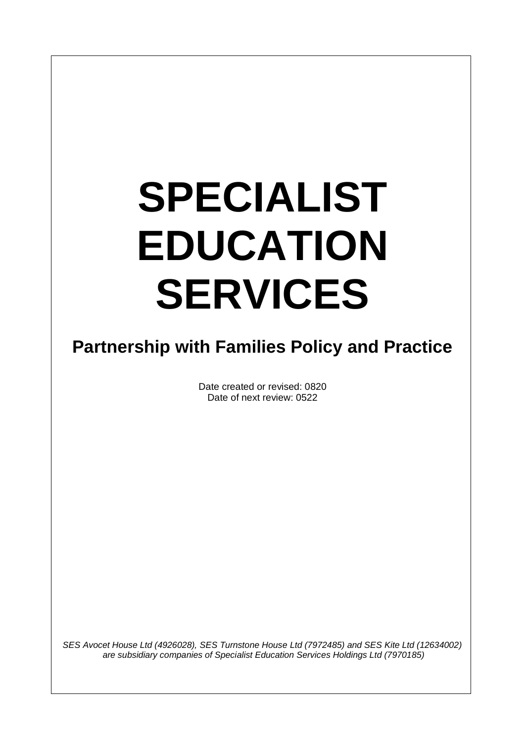# SPECIALIST EDUCATION SERVICES

## Partnership with Families Policy and Practice

Date created or revised: 0820
Date of next review: 0522

*SES Avocet House Ltd (4926028), SES Turnstone House Ltd (7972485) and SES Kite Ltd (12634002) are subsidiary companies of Specialist Education Services Holdings Ltd (7970185)*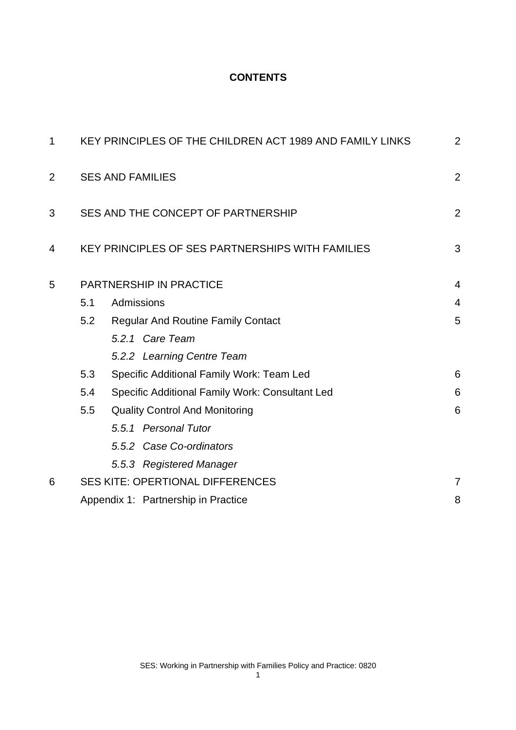**CONTENTS**

| | | | |
|---|---|---|---|
| 1 | KEY PRINCIPLES OF THE CHILDREN ACT 1989 AND FAMILY LINKS | | 2 |
| 2 | SES AND FAMILIES | | 2 |
| 3 | SES AND THE CONCEPT OF PARTNERSHIP | | 2 |
| 4 | KEY PRINCIPLES OF SES PARTNERSHIPS WITH FAMILIES | | 3 |
| 5 | PARTNERSHIP IN PRACTICE | | 4 |
| | 5.1 | Admissions | 4 |
| | 5.2 | Regular And Routine Family Contact | 5 |
| | | *5.2.1 Care Team* | |
| | | *5.2.2 Learning Centre Team* | |
| | 5.3 | Specific Additional Family Work: Team Led | 6 |
| | 5.4 | Specific Additional Family Work: Consultant Led | 6 |
| | 5.5 | Quality Control And Monitoring | 6 |
| | | *5.5.1 Personal Tutor* | |
| | | *5.5.2 Case Co-ordinators* | |
| | | *5.5.3 Registered Manager* | |
| 6 | SES KITE: OPERTIONAL DIFFERENCES | | 7 |
| | Appendix 1: Partnership in Practice | | 8 |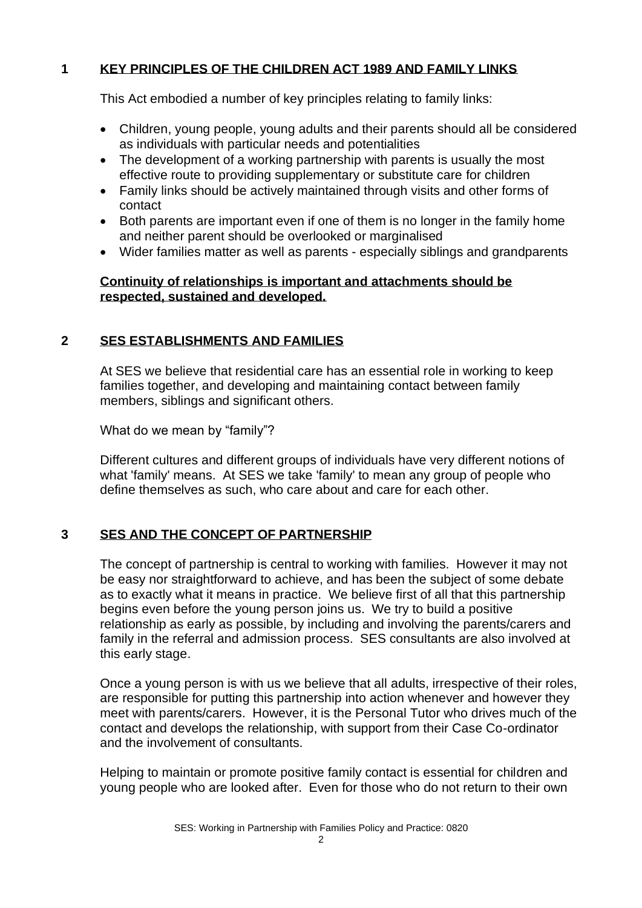## 1 KEY PRINCIPLES OF THE CHILDREN ACT 1989 AND FAMILY LINKS

This Act embodied a number of key principles relating to family links:

- Children, young people, young adults and their parents should all be considered as individuals with particular needs and potentialities
- The development of a working partnership with parents is usually the most effective route to providing supplementary or substitute care for children
- Family links should be actively maintained through visits and other forms of contact
- Both parents are important even if one of them is no longer in the family home and neither parent should be overlooked or marginalised
- Wider families matter as well as parents - especially siblings and grandparents

**Continuity of relationships is important and attachments should be respected, sustained and developed.**

## 2 SES ESTABLISHMENTS AND FAMILIES

At SES we believe that residential care has an essential role in working to keep families together, and developing and maintaining contact between family members, siblings and significant others.

What do we mean by "family"?

Different cultures and different groups of individuals have very different notions of what 'family' means. At SES we take 'family' to mean any group of people who define themselves as such, who care about and care for each other.

## 3 SES AND THE CONCEPT OF PARTNERSHIP

The concept of partnership is central to working with families. However it may not be easy nor straightforward to achieve, and has been the subject of some debate as to exactly what it means in practice. We believe first of all that this partnership begins even before the young person joins us. We try to build a positive relationship as early as possible, by including and involving the parents/carers and family in the referral and admission process. SES consultants are also involved at this early stage.

Once a young person is with us we believe that all adults, irrespective of their roles, are responsible for putting this partnership into action whenever and however they meet with parents/carers. However, it is the Personal Tutor who drives much of the contact and develops the relationship, with support from their Case Co-ordinator and the involvement of consultants.

Helping to maintain or promote positive family contact is essential for children and young people who are looked after. Even for those who do not return to their own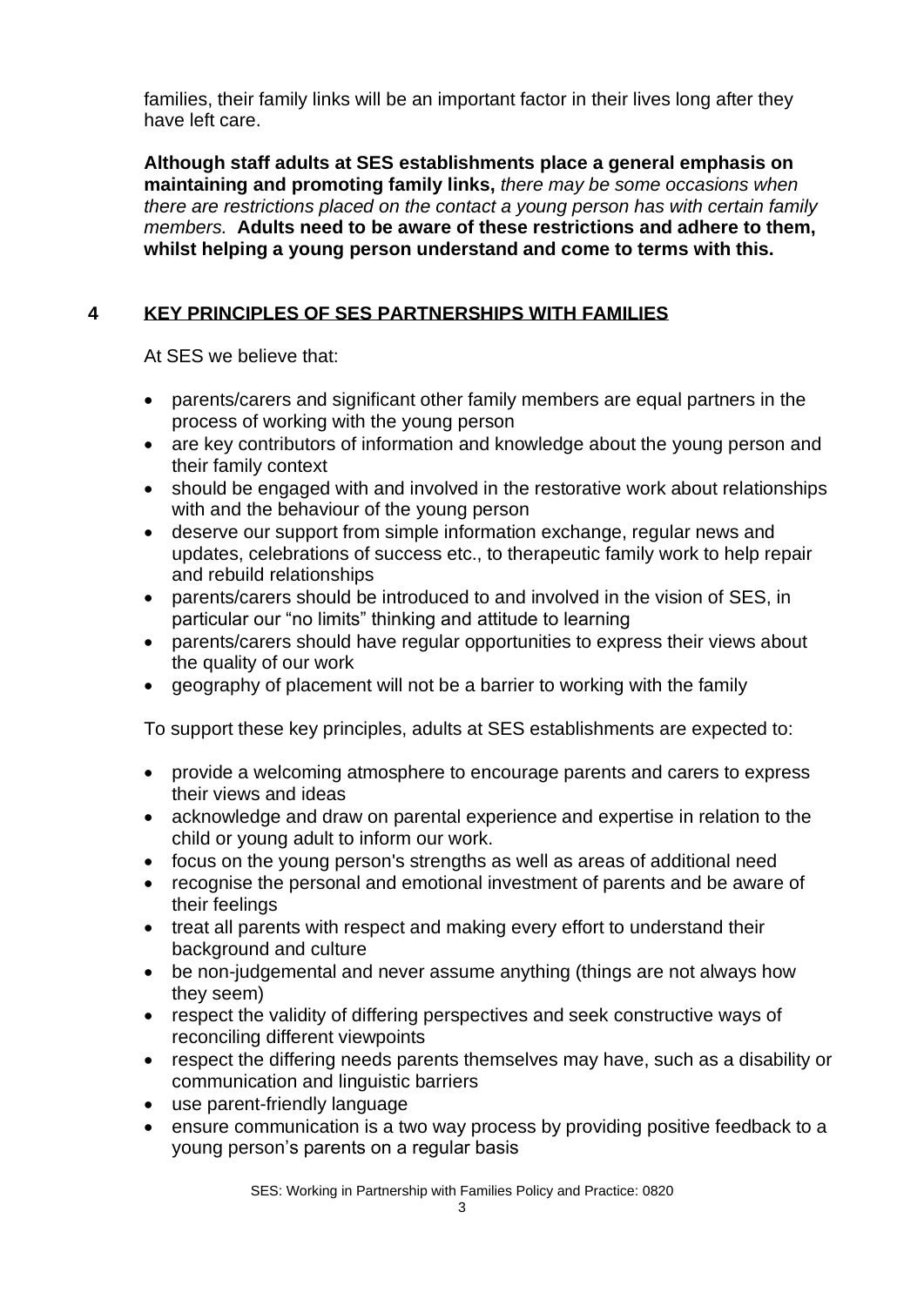families, their family links will be an important factor in their lives long after they have left care.

**Although staff adults at SES establishments place a general emphasis on maintaining and promoting family links,** *there may be some occasions when there are restrictions placed on the contact a young person has with certain family members.* **Adults need to be aware of these restrictions and adhere to them, whilst helping a young person understand and come to terms with this.**

## 4 KEY PRINCIPLES OF SES PARTNERSHIPS WITH FAMILIES

At SES we believe that:

- parents/carers and significant other family members are equal partners in the process of working with the young person
- are key contributors of information and knowledge about the young person and their family context
- should be engaged with and involved in the restorative work about relationships with and the behaviour of the young person
- deserve our support from simple information exchange, regular news and updates, celebrations of success etc., to therapeutic family work to help repair and rebuild relationships
- parents/carers should be introduced to and involved in the vision of SES, in particular our "no limits" thinking and attitude to learning
- parents/carers should have regular opportunities to express their views about the quality of our work
- geography of placement will not be a barrier to working with the family

To support these key principles, adults at SES establishments are expected to:

- provide a welcoming atmosphere to encourage parents and carers to express their views and ideas
- acknowledge and draw on parental experience and expertise in relation to the child or young adult to inform our work.
- focus on the young person's strengths as well as areas of additional need
- recognise the personal and emotional investment of parents and be aware of their feelings
- treat all parents with respect and making every effort to understand their background and culture
- be non-judgemental and never assume anything (things are not always how they seem)
- respect the validity of differing perspectives and seek constructive ways of reconciling different viewpoints
- respect the differing needs parents themselves may have, such as a disability or communication and linguistic barriers
- use parent-friendly language
- ensure communication is a two way process by providing positive feedback to a young person's parents on a regular basis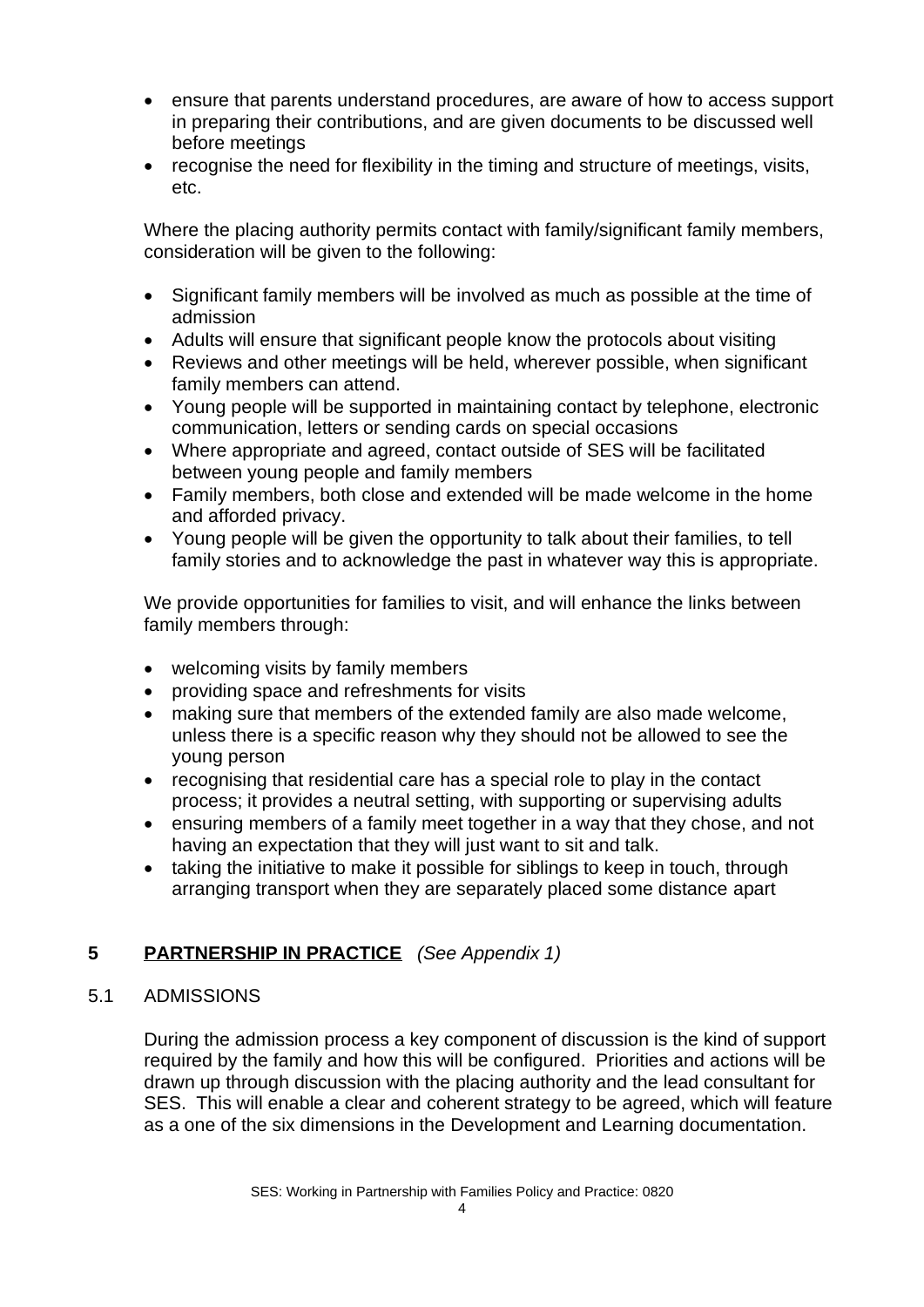- ensure that parents understand procedures, are aware of how to access support in preparing their contributions, and are given documents to be discussed well before meetings
- recognise the need for flexibility in the timing and structure of meetings, visits, etc.

Where the placing authority permits contact with family/significant family members, consideration will be given to the following:

- Significant family members will be involved as much as possible at the time of admission
- Adults will ensure that significant people know the protocols about visiting
- Reviews and other meetings will be held, wherever possible, when significant family members can attend.
- Young people will be supported in maintaining contact by telephone, electronic communication, letters or sending cards on special occasions
- Where appropriate and agreed, contact outside of SES will be facilitated between young people and family members
- Family members, both close and extended will be made welcome in the home and afforded privacy.
- Young people will be given the opportunity to talk about their families, to tell family stories and to acknowledge the past in whatever way this is appropriate.

We provide opportunities for families to visit, and will enhance the links between family members through:

- welcoming visits by family members
- providing space and refreshments for visits
- making sure that members of the extended family are also made welcome, unless there is a specific reason why they should not be allowed to see the young person
- recognising that residential care has a special role to play in the contact process; it provides a neutral setting, with supporting or supervising adults
- ensuring members of a family meet together in a way that they chose, and not having an expectation that they will just want to sit and talk.
- taking the initiative to make it possible for siblings to keep in touch, through arranging transport when they are separately placed some distance apart

## 5 PARTNERSHIP IN PRACTICE *(See Appendix 1)*

### 5.1 ADMISSIONS

During the admission process a key component of discussion is the kind of support required by the family and how this will be configured. Priorities and actions will be drawn up through discussion with the placing authority and the lead consultant for SES. This will enable a clear and coherent strategy to be agreed, which will feature as a one of the six dimensions in the Development and Learning documentation.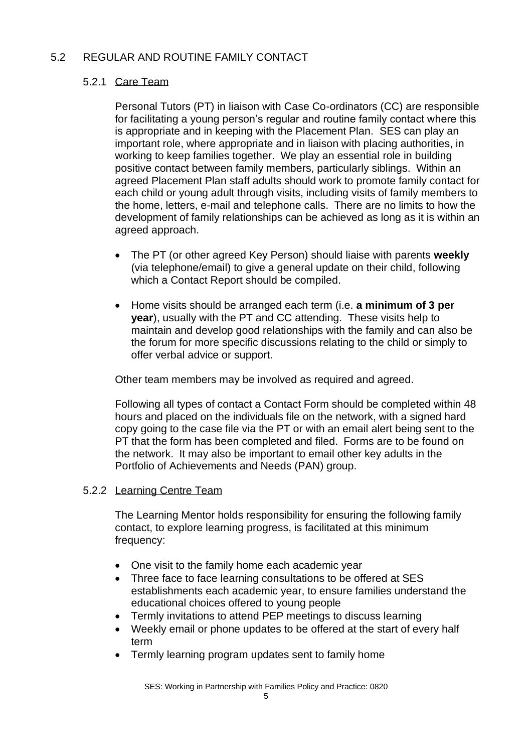## 5.2 REGULAR AND ROUTINE FAMILY CONTACT

### 5.2.1 Care Team

Personal Tutors (PT) in liaison with Case Co-ordinators (CC) are responsible for facilitating a young person's regular and routine family contact where this is appropriate and in keeping with the Placement Plan. SES can play an important role, where appropriate and in liaison with placing authorities, in working to keep families together. We play an essential role in building positive contact between family members, particularly siblings. Within an agreed Placement Plan staff adults should work to promote family contact for each child or young adult through visits, including visits of family members to the home, letters, e-mail and telephone calls. There are no limits to how the development of family relationships can be achieved as long as it is within an agreed approach.

- The PT (or other agreed Key Person) should liaise with parents **weekly** (via telephone/email) to give a general update on their child, following which a Contact Report should be compiled.
- Home visits should be arranged each term (i.e. **a minimum of 3 per year**), usually with the PT and CC attending. These visits help to maintain and develop good relationships with the family and can also be the forum for more specific discussions relating to the child or simply to offer verbal advice or support.

Other team members may be involved as required and agreed.

Following all types of contact a Contact Form should be completed within 48 hours and placed on the individuals file on the network, with a signed hard copy going to the case file via the PT or with an email alert being sent to the PT that the form has been completed and filed. Forms are to be found on the network. It may also be important to email other key adults in the Portfolio of Achievements and Needs (PAN) group.

### 5.2.2 Learning Centre Team

The Learning Mentor holds responsibility for ensuring the following family contact, to explore learning progress, is facilitated at this minimum frequency:

- One visit to the family home each academic year
- Three face to face learning consultations to be offered at SES establishments each academic year, to ensure families understand the educational choices offered to young people
- Termly invitations to attend PEP meetings to discuss learning
- Weekly email or phone updates to be offered at the start of every half term
- Termly learning program updates sent to family home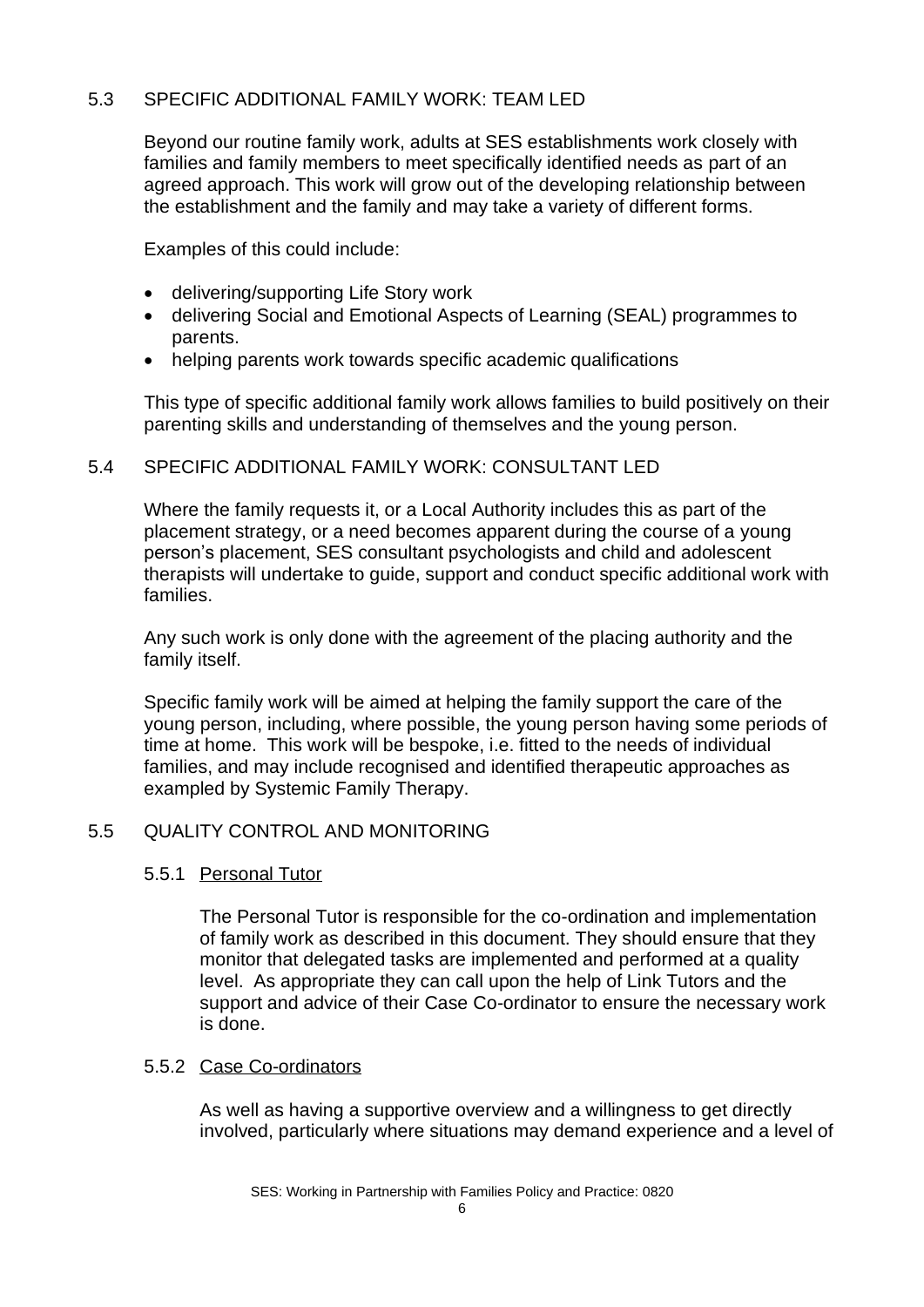## 5.3 SPECIFIC ADDITIONAL FAMILY WORK: TEAM LED

Beyond our routine family work, adults at SES establishments work closely with families and family members to meet specifically identified needs as part of an agreed approach. This work will grow out of the developing relationship between the establishment and the family and may take a variety of different forms.

Examples of this could include:

- delivering/supporting Life Story work
- delivering Social and Emotional Aspects of Learning (SEAL) programmes to parents.
- helping parents work towards specific academic qualifications

This type of specific additional family work allows families to build positively on their parenting skills and understanding of themselves and the young person.

## 5.4 SPECIFIC ADDITIONAL FAMILY WORK: CONSULTANT LED

Where the family requests it, or a Local Authority includes this as part of the placement strategy, or a need becomes apparent during the course of a young person's placement, SES consultant psychologists and child and adolescent therapists will undertake to guide, support and conduct specific additional work with families.

Any such work is only done with the agreement of the placing authority and the family itself.

Specific family work will be aimed at helping the family support the care of the young person, including, where possible, the young person having some periods of time at home. This work will be bespoke, i.e. fitted to the needs of individual families, and may include recognised and identified therapeutic approaches as exampled by Systemic Family Therapy.

## 5.5 QUALITY CONTROL AND MONITORING

### 5.5.1 Personal Tutor

The Personal Tutor is responsible for the co-ordination and implementation of family work as described in this document. They should ensure that they monitor that delegated tasks are implemented and performed at a quality level. As appropriate they can call upon the help of Link Tutors and the support and advice of their Case Co-ordinator to ensure the necessary work is done.

### 5.5.2 Case Co-ordinators

As well as having a supportive overview and a willingness to get directly involved, particularly where situations may demand experience and a level of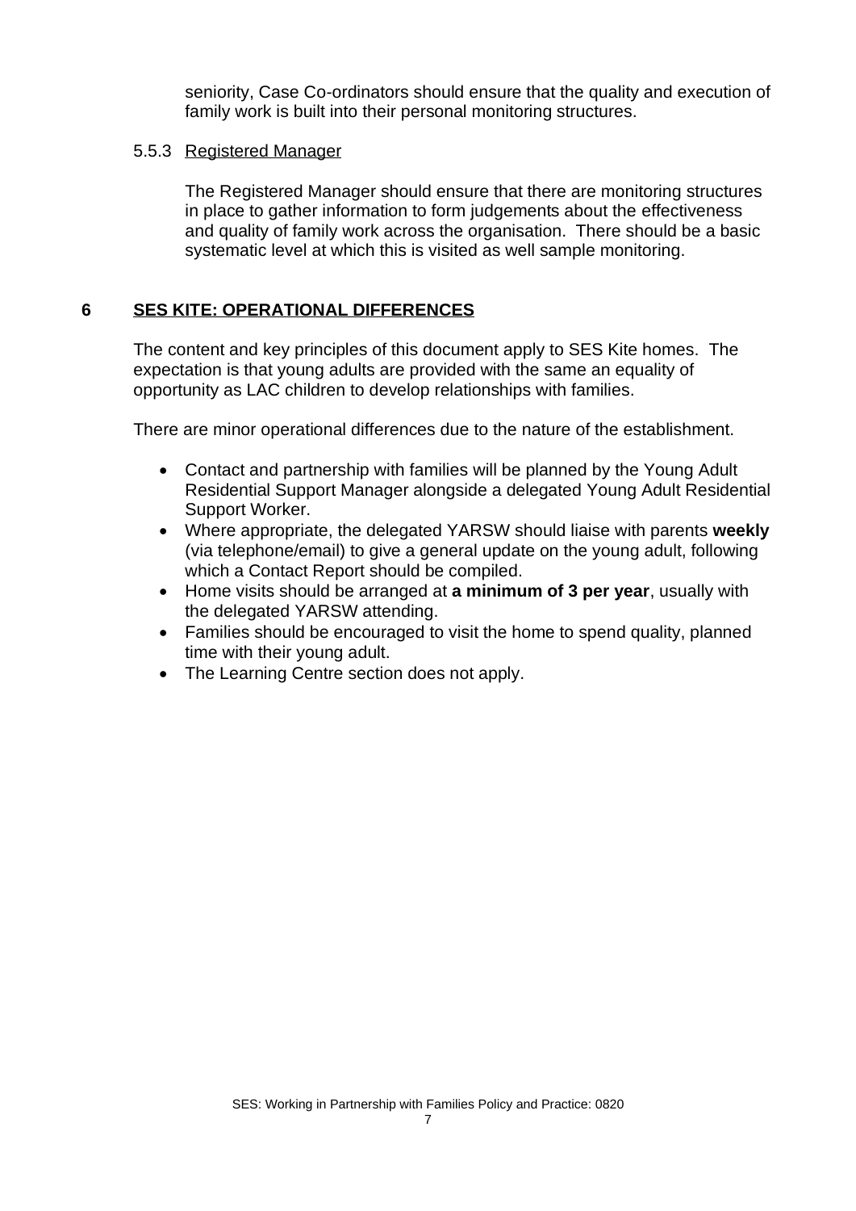seniority, Case Co-ordinators should ensure that the quality and execution of family work is built into their personal monitoring structures.

### 5.5.3 Registered Manager

The Registered Manager should ensure that there are monitoring structures in place to gather information to form judgements about the effectiveness and quality of family work across the organisation. There should be a basic systematic level at which this is visited as well sample monitoring.

## 6 SES KITE: OPERATIONAL DIFFERENCES

The content and key principles of this document apply to SES Kite homes. The expectation is that young adults are provided with the same an equality of opportunity as LAC children to develop relationships with families.

There are minor operational differences due to the nature of the establishment.

- Contact and partnership with families will be planned by the Young Adult Residential Support Manager alongside a delegated Young Adult Residential Support Worker.
- Where appropriate, the delegated YARSW should liaise with parents **weekly** (via telephone/email) to give a general update on the young adult, following which a Contact Report should be compiled.
- Home visits should be arranged at **a minimum of 3 per year**, usually with the delegated YARSW attending.
- Families should be encouraged to visit the home to spend quality, planned time with their young adult.
- The Learning Centre section does not apply.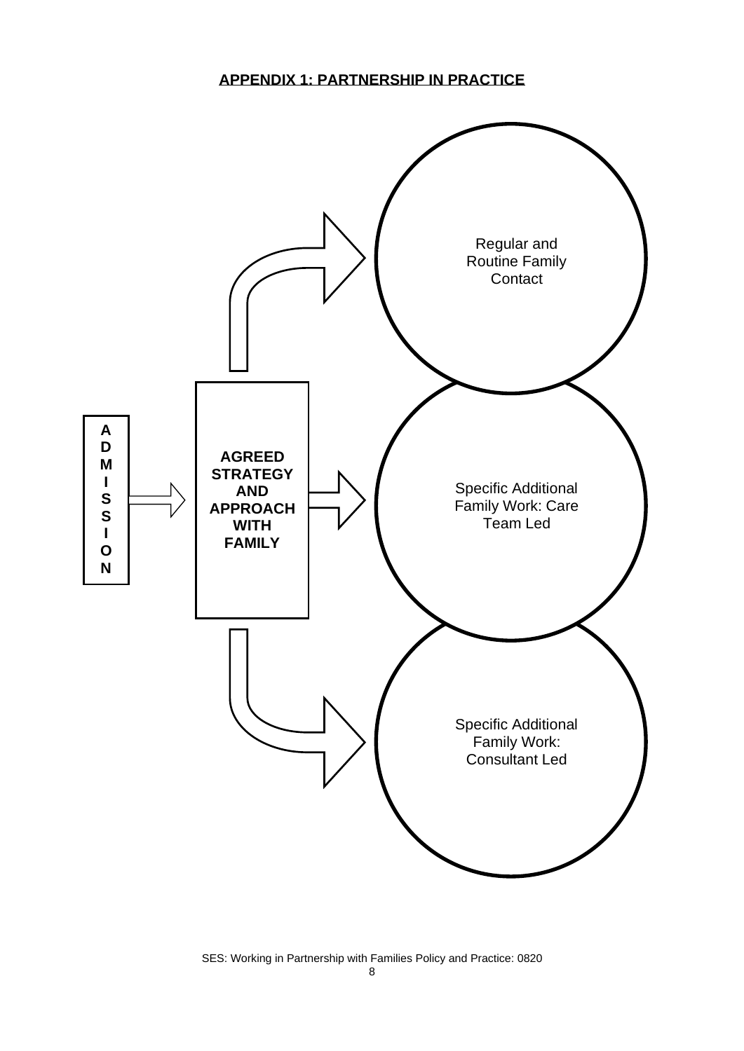## APPENDIX 1: PARTNERSHIP IN PRACTICE

ADMISSION

AGREED STRATEGY AND APPROACH WITH FAMILY

Regular and Routine Family Contact

Specific Additional Family Work: Care Team Led

Specific Additional Family Work: Consultant Led